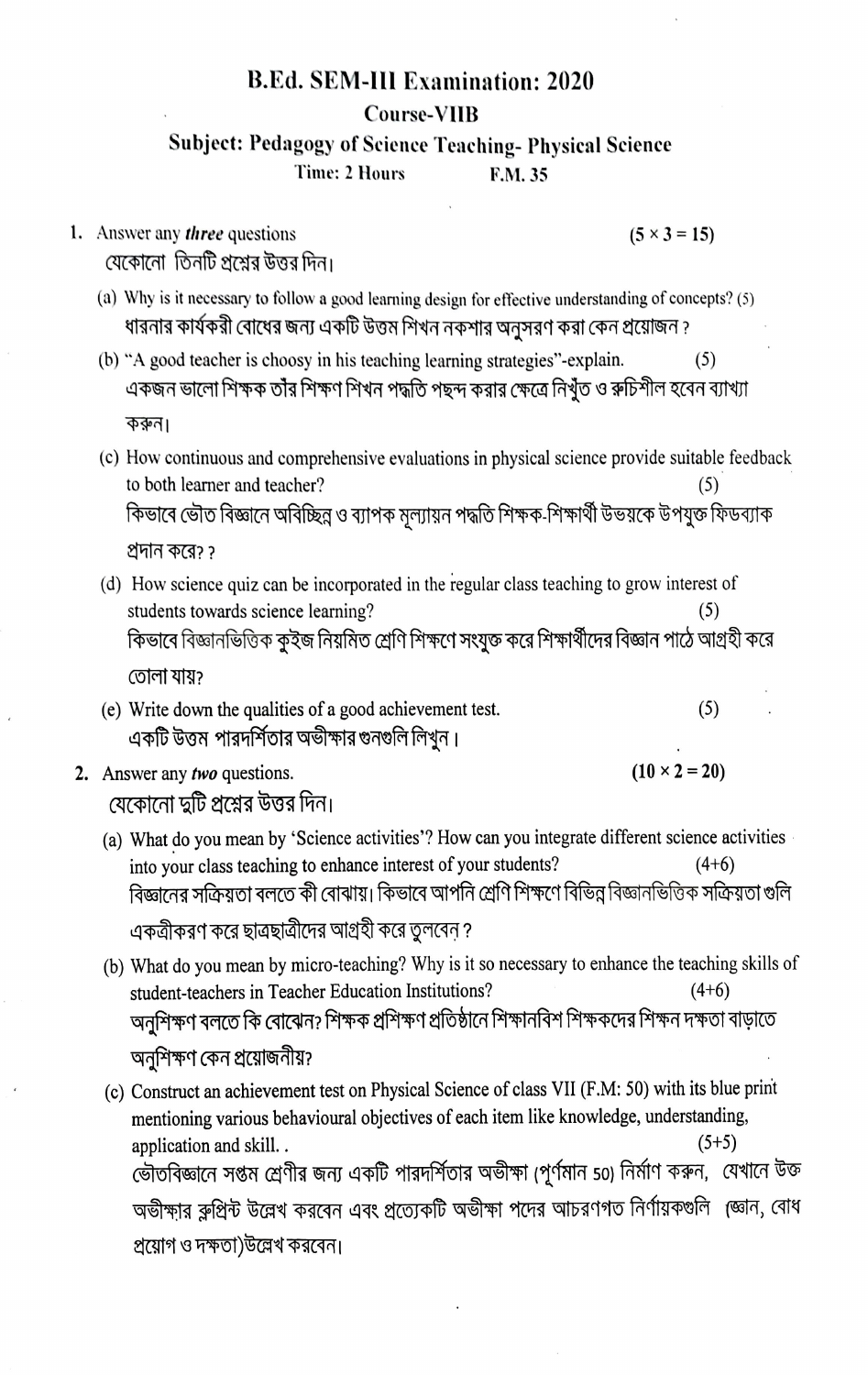# B.Ed. SEM-III Examination: 2020

## Course-VIIB

### Subject: Pedagogy of Science Teaching- Physical Science

Time: 2 Hours F.M. 35

1. Answer any ***three*** questions (5 × 3 = 15)
   যেকোনো তিনটি প্রশ্নের উত্তর দিন।

   (a) Why is it necessary to follow a good learning design for effective understanding of concepts? (5)
   ধারনার কার্যকরী বোধের জন্য একটি উত্তম শিখন নকশার অনুসরণ করা কেন প্রয়োজন ?

   (b) "A good teacher is choosy in his teaching learning strategies"-explain. (5)
   একজন ভালো শিক্ষক তাঁর শিক্ষণ শিখন পদ্ধতি পছন্দ করার ক্ষেত্রে নিখুঁত ও রুচিশীল হবেন ব্যাখ্যা করুন।

   (c) How continuous and comprehensive evaluations in physical science provide suitable feedback to both learner and teacher? (5)
   কিভাবে ভৌত বিজ্ঞানে অবিচ্ছিন্ন ও ব্যাপক মূল্যায়ন পদ্ধতি শিক্ষক-শিক্ষার্থী উভয়কে উপযুক্ত ফিডব্যাক প্রদান করে? ?

   (d) How science quiz can be incorporated in the regular class teaching to grow interest of students towards science learning? (5)
   কিভাবে বিজ্ঞানভিত্তিক কুইজ নিয়মিত শ্রেণি শিক্ষণে সংযুক্ত করে শিক্ষার্থীদের বিজ্ঞান পাঠে আগ্রহী করে তোলা যায়?

   (e) Write down the qualities of a good achievement test. (5)
   একটি উত্তম পারদর্শিতার অভীক্ষার গুনগুলি লিখুন।

2. Answer any ***two*** questions. (10 × 2 = 20)
   যেকোনো দুটি প্রশ্নের উত্তর দিন।

   (a) What do you mean by 'Science activities'? How can you integrate different science activities into your class teaching to enhance interest of your students? (4+6)
   বিজ্ঞানের সক্রিয়তা বলতে কী বোঝায়। কিভাবে আপনি শ্রেণি শিক্ষণে বিভিন্ন বিজ্ঞানভিত্তিক সক্রিয়তা গুলি একত্রীকরণ করে ছাত্রছাত্রীদের আগ্রহী করে তুলবেন ?

   (b) What do you mean by micro-teaching? Why is it so necessary to enhance the teaching skills of student-teachers in Teacher Education Institutions? (4+6)
   অনুশিক্ষণ বলতে কি বোঝেন? শিক্ষক প্রশিক্ষণ প্রতিষ্ঠানে শিক্ষানবিশ শিক্ষকদের শিক্ষন দক্ষতা বাড়াতে অনুশিক্ষণ কেন প্রয়োজনীয়?

   (c) Construct an achievement test on Physical Science of class VII (F.M: 50) with its blue print mentioning various behavioural objectives of each item like knowledge, understanding, application and skill.. (5+5)
   ভৌতবিজ্ঞানে সপ্তম শ্রেণীর জন্য একটি পারদর্শিতার অভীক্ষা (পূর্ণমান 50) নির্মাণ করুন, যেখানে উক্ত অভীক্ষার ব্লুপ্রিন্ট উল্লেখ করবেন এবং প্রত্যেকটি অভীক্ষা পদের আচরণগত নির্ণায়কগুলি (জ্ঞান, বোধ প্রয়োগ ও দক্ষতা)উল্লেখ করবেন।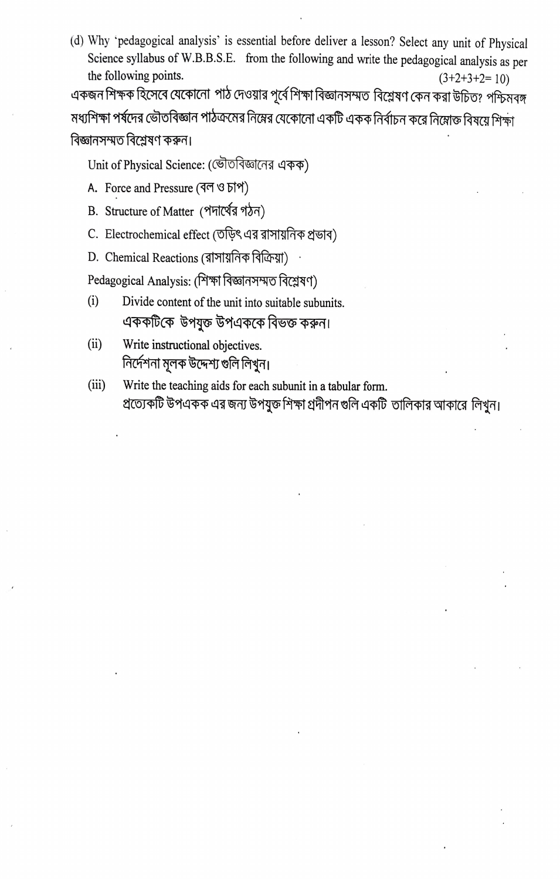(d) Why 'pedagogical analysis' is essential before deliver a lesson? Select any unit of Physical Science syllabus of W.B.B.S.E. from the following and write the pedagogical analysis as per the following points. (3+2+3+2= 10)

একজন শিক্ষক হিসেবে যেকোনো পাঠ দেওয়ার পূর্বে শিক্ষা বিজ্ঞানসম্মত বিশ্লেষণ কেন করা উচিত? পশ্চিমবঙ্গ মধ্যশিক্ষা পর্ষদের ভৌতবিজ্ঞান পাঠক্রমের নিম্নের যেকোনো একটি একক নির্বাচন করে নিম্নোক্ত বিষয়ে শিক্ষা বিজ্ঞানসম্মত বিশ্লেষণ করুন।

Unit of Physical Science: (ভৌতবিজ্ঞানের একক)

A. Force and Pressure (বল ও চাপ)

B. Structure of Matter (পদার্থের গঠন)

C. Electrochemical effect (তড়িৎ এর রাসায়নিক প্রভাব)

D. Chemical Reactions (রাসায়নিক বিক্রিয়া)

Pedagogical Analysis: (শিক্ষা বিজ্ঞানসম্মত বিশ্লেষণ)

(i) Divide content of the unit into suitable subunits.
এককটিকে উপযুক্ত উপএককে বিভক্ত করুন।

(ii) Write instructional objectives.
নির্দেশনা মূলক উদ্দেশ্য গুলি লিখুন।

(iii) Write the teaching aids for each subunit in a tabular form.
প্রত্যেকটি উপএকক এর জন্য উপযুক্ত শিক্ষা প্রদীপন গুলি একটি তালিকার আকারে লিখুন।